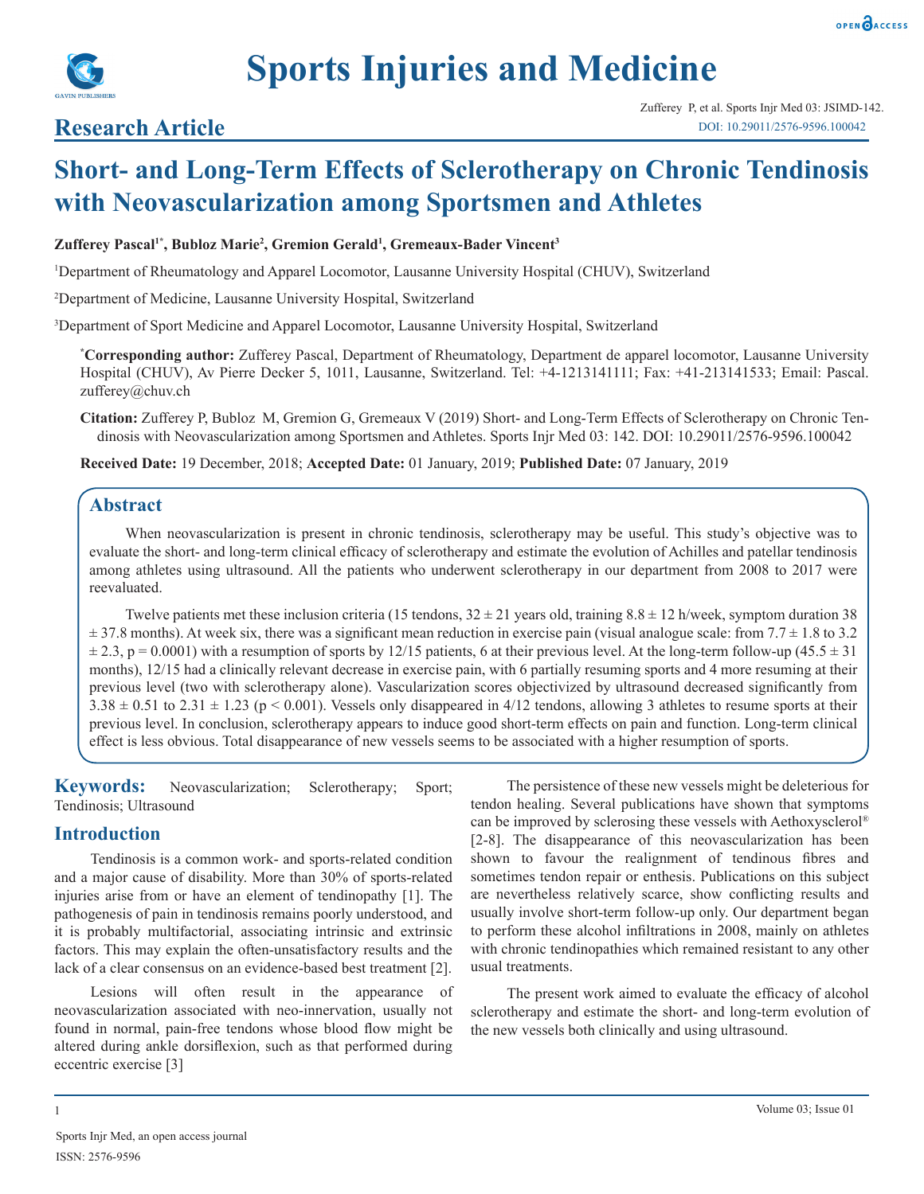# Sports Injuries and Medicine

## Research Article

# Short- and Long-Term Effects of Sclerotherapy on Chronic Tendinosis with Neovascularization among Sportsmen and Athletes

**Zufferey Pascal[1*], Bubloz Marie[2], Gremion Gerald[1], Gremeaux-Bader Vincent[3]**

[1]Department of Rheumatology and Apparel Locomotor, Lausanne University Hospital (CHUV), Switzerland

[2]Department of Medicine, Lausanne University Hospital, Switzerland

[3]Department of Sport Medicine and Apparel Locomotor, Lausanne University Hospital, Switzerland

**[*]Corresponding author:** Zufferey Pascal, Department of Rheumatology, Department de apparel locomotor, Lausanne University Hospital (CHUV), Av Pierre Decker 5, 1011, Lausanne, Switzerland. Tel: +4-1213141111; Fax: +41-213141533; Email: Pascal.zufferey@chuv.ch

**Citation:** Zufferey P, Bubloz M, Gremion G, Gremeaux V (2019) Short- and Long-Term Effects of Sclerotherapy on Chronic Tendinosis with Neovascularization among Sportsmen and Athletes. Sports Injr Med 03: 142. DOI: 10.29011/2576-9596.100042

**Received Date:** 19 December, 2018; **Accepted Date:** 01 January, 2019; **Published Date:** 07 January, 2019

## Abstract

When neovascularization is present in chronic tendinosis, sclerotherapy may be useful. This study's objective was to evaluate the short- and long-term clinical efficacy of sclerotherapy and estimate the evolution of Achilles and patellar tendinosis among athletes using ultrasound. All the patients who underwent sclerotherapy in our department from 2008 to 2017 were reevaluated.

Twelve patients met these inclusion criteria (15 tendons, 32 ± 21 years old, training 8.8 ± 12 h/week, symptom duration 38 ± 37.8 months). At week six, there was a significant mean reduction in exercise pain (visual analogue scale: from 7.7 ± 1.8 to 3.2 ± 2.3, $p = 0.0001$) with a resumption of sports by 12/15 patients, 6 at their previous level. At the long-term follow-up (45.5 ± 31 months), 12/15 had a clinically relevant decrease in exercise pain, with 6 partially resuming sports and 4 more resuming at their previous level (two with sclerotherapy alone). Vascularization scores objectivized by ultrasound decreased significantly from 3.38 ± 0.51 to 2.31 ± 1.23 ($p < 0.001$). Vessels only disappeared in 4/12 tendons, allowing 3 athletes to resume sports at their previous level. In conclusion, sclerotherapy appears to induce good short-term effects on pain and function. Long-term clinical effect is less obvious. Total disappearance of new vessels seems to be associated with a higher resumption of sports.

**Keywords:** Neovascularization; Sclerotherapy; Sport; Tendinosis; Ultrasound

## Introduction

Tendinosis is a common work- and sports-related condition and a major cause of disability. More than 30% of sports-related injuries arise from or have an element of tendinopathy [1]. The pathogenesis of pain in tendinosis remains poorly understood, and it is probably multifactorial, associating intrinsic and extrinsic factors. This may explain the often-unsatisfactory results and the lack of a clear consensus on an evidence-based best treatment [2].

Lesions will often result in the appearance of neovascularization associated with neo-innervation, usually not found in normal, pain-free tendons whose blood flow might be altered during ankle dorsiflexion, such as that performed during eccentric exercise [3]

The persistence of these new vessels might be deleterious for tendon healing. Several publications have shown that symptoms can be improved by sclerosing these vessels with Aethoxysclerol® [2-8]. The disappearance of this neovascularization has been shown to favour the realignment of tendinous fibres and sometimes tendon repair or enthesis. Publications on this subject are nevertheless relatively scarce, show conflicting results and usually involve short-term follow-up only. Our department began to perform these alcohol infiltrations in 2008, mainly on athletes with chronic tendinopathies which remained resistant to any other usual treatments.

The present work aimed to evaluate the efficacy of alcohol sclerotherapy and estimate the short- and long-term evolution of the new vessels both clinically and using ultrasound.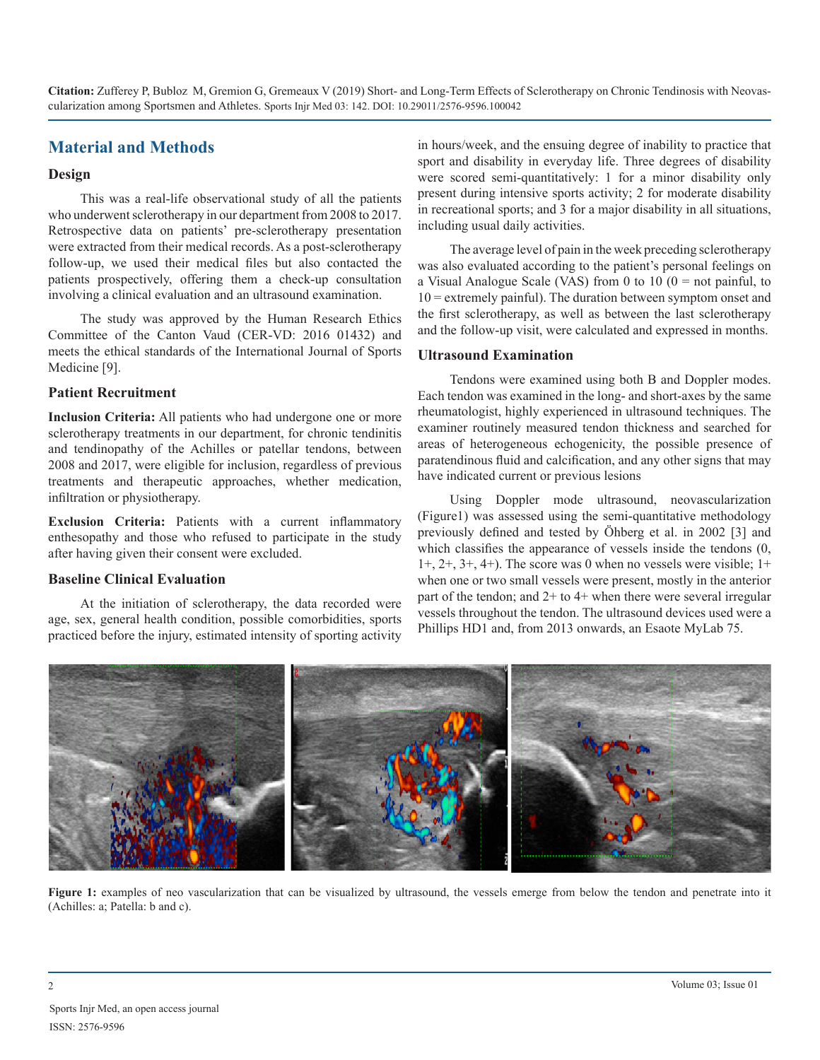## Material and Methods

### Design

This was a real-life observational study of all the patients who underwent sclerotherapy in our department from 2008 to 2017. Retrospective data on patients' pre-sclerotherapy presentation were extracted from their medical records. As a post-sclerotherapy follow-up, we used their medical files but also contacted the patients prospectively, offering them a check-up consultation involving a clinical evaluation and an ultrasound examination.

The study was approved by the Human Research Ethics Committee of the Canton Vaud (CER-VD: 2016 01432) and meets the ethical standards of the International Journal of Sports Medicine [9].

### Patient Recruitment

**Inclusion Criteria:** All patients who had undergone one or more sclerotherapy treatments in our department, for chronic tendinitis and tendinopathy of the Achilles or patellar tendons, between 2008 and 2017, were eligible for inclusion, regardless of previous treatments and therapeutic approaches, whether medication, infiltration or physiotherapy.

**Exclusion Criteria:** Patients with a current inflammatory enthesopathy and those who refused to participate in the study after having given their consent were excluded.

### Baseline Clinical Evaluation

At the initiation of sclerotherapy, the data recorded were age, sex, general health condition, possible comorbidities, sports practiced before the injury, estimated intensity of sporting activity in hours/week, and the ensuing degree of inability to practice that sport and disability in everyday life. Three degrees of disability were scored semi-quantitatively: 1 for a minor disability only present during intensive sports activity; 2 for moderate disability in recreational sports; and 3 for a major disability in all situations, including usual daily activities.

The average level of pain in the week preceding sclerotherapy was also evaluated according to the patient's personal feelings on a Visual Analogue Scale (VAS) from 0 to 10 (0 = not painful, to 10 = extremely painful). The duration between symptom onset and the first sclerotherapy, as well as between the last sclerotherapy and the follow-up visit, were calculated and expressed in months.

### Ultrasound Examination

Tendons were examined using both B and Doppler modes. Each tendon was examined in the long- and short-axes by the same rheumatologist, highly experienced in ultrasound techniques. The examiner routinely measured tendon thickness and searched for areas of heterogeneous echogenicity, the possible presence of paratendinous fluid and calcification, and any other signs that may have indicated current or previous lesions

Using Doppler mode ultrasound, neovascularization (Figure1) was assessed using the semi-quantitative methodology previously defined and tested by Öhberg et al. in 2002 [3] and which classifies the appearance of vessels inside the tendons (0, 1+, 2+, 3+, 4+). The score was 0 when no vessels were visible; 1+ when one or two small vessels were present, mostly in the anterior part of the tendon; and 2+ to 4+ when there were several irregular vessels throughout the tendon. The ultrasound devices used were a Phillips HD1 and, from 2013 onwards, an Esaote MyLab 75.

**Figure 1:** examples of neo vascularization that can be visualized by ultrasound, the vessels emerge from below the tendon and penetrate into it (Achilles: a; Patella: b and c).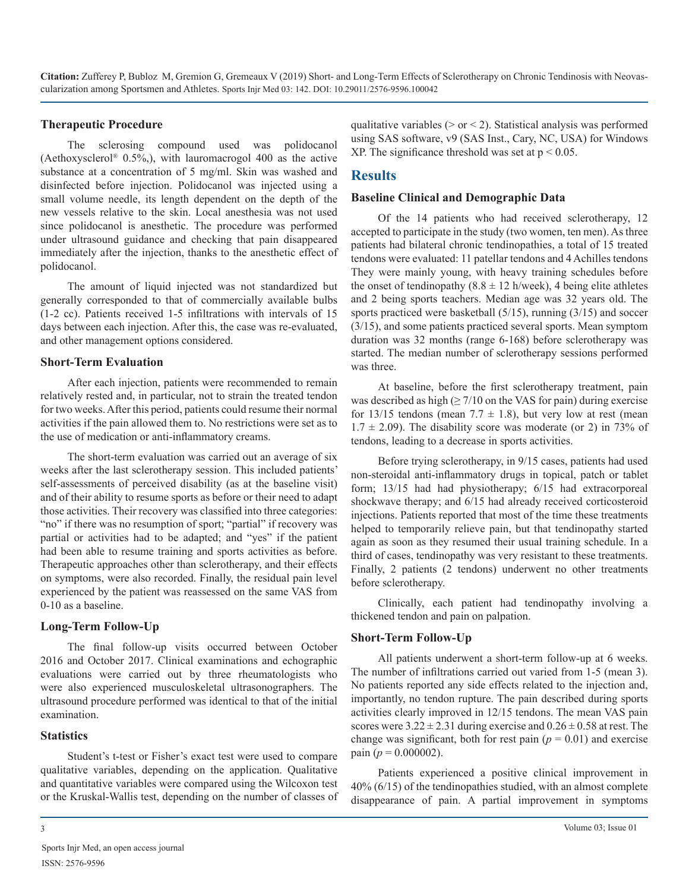### Therapeutic Procedure

The sclerosing compound used was polidocanol (Aethoxysclerol® 0.5%,), with lauromacrogol 400 as the active substance at a concentration of 5 mg/ml. Skin was washed and disinfected before injection. Polidocanol was injected using a small volume needle, its length dependent on the depth of the new vessels relative to the skin. Local anesthesia was not used since polidocanol is anesthetic. The procedure was performed under ultrasound guidance and checking that pain disappeared immediately after the injection, thanks to the anesthetic effect of polidocanol.

The amount of liquid injected was not standardized but generally corresponded to that of commercially available bulbs (1-2 cc). Patients received 1-5 infiltrations with intervals of 15 days between each injection. After this, the case was re-evaluated, and other management options considered.

### Short-Term Evaluation

After each injection, patients were recommended to remain relatively rested and, in particular, not to strain the treated tendon for two weeks. After this period, patients could resume their normal activities if the pain allowed them to. No restrictions were set as to the use of medication or anti-inflammatory creams.

The short-term evaluation was carried out an average of six weeks after the last sclerotherapy session. This included patients' self-assessments of perceived disability (as at the baseline visit) and of their ability to resume sports as before or their need to adapt those activities. Their recovery was classified into three categories: "no" if there was no resumption of sport; "partial" if recovery was partial or activities had to be adapted; and "yes" if the patient had been able to resume training and sports activities as before. Therapeutic approaches other than sclerotherapy, and their effects on symptoms, were also recorded. Finally, the residual pain level experienced by the patient was reassessed on the same VAS from 0-10 as a baseline.

### Long-Term Follow-Up

The final follow-up visits occurred between October 2016 and October 2017. Clinical examinations and echographic evaluations were carried out by three rheumatologists who were also experienced musculoskeletal ultrasonographers. The ultrasound procedure performed was identical to that of the initial examination.

### Statistics

Student's t-test or Fisher's exact test were used to compare qualitative variables, depending on the application. Qualitative and quantitative variables were compared using the Wilcoxon test or the Kruskal-Wallis test, depending on the number of classes of qualitative variables (> or < 2). Statistical analysis was performed using SAS software, v9 (SAS Inst., Cary, NC, USA) for Windows XP. The significance threshold was set at $p < 0.05$.

## Results

### Baseline Clinical and Demographic Data

Of the 14 patients who had received sclerotherapy, 12 accepted to participate in the study (two women, ten men). As three patients had bilateral chronic tendinopathies, a total of 15 treated tendons were evaluated: 11 patellar tendons and 4 Achilles tendons They were mainly young, with heavy training schedules before the onset of tendinopathy ($8.8 \pm 12$ h/week), 4 being elite athletes and 2 being sports teachers. Median age was 32 years old. The sports practiced were basketball (5/15), running (3/15) and soccer (3/15), and some patients practiced several sports. Mean symptom duration was 32 months (range 6-168) before sclerotherapy was started. The median number of sclerotherapy sessions performed was three.

At baseline, before the first sclerotherapy treatment, pain was described as high ($\geq 7/10$ on the VAS for pain) during exercise for 13/15 tendons (mean $7.7 \pm 1.8$), but very low at rest (mean $1.7 \pm 2.09$). The disability score was moderate (or 2) in 73% of tendons, leading to a decrease in sports activities.

Before trying sclerotherapy, in 9/15 cases, patients had used non-steroidal anti-inflammatory drugs in topical, patch or tablet form; 13/15 had had physiotherapy; 6/15 had extracorporeal shockwave therapy; and 6/15 had already received corticosteroid injections. Patients reported that most of the time these treatments helped to temporarily relieve pain, but that tendinopathy started again as soon as they resumed their usual training schedule. In a third of cases, tendinopathy was very resistant to these treatments. Finally, 2 patients (2 tendons) underwent no other treatments before sclerotherapy.

Clinically, each patient had tendinopathy involving a thickened tendon and pain on palpation.

### Short-Term Follow-Up

All patients underwent a short-term follow-up at 6 weeks. The number of infiltrations carried out varied from 1-5 (mean 3). No patients reported any side effects related to the injection and, importantly, no tendon rupture. The pain described during sports activities clearly improved in 12/15 tendons. The mean VAS pain scores were $3.22 \pm 2.31$ during exercise and $0.26 \pm 0.58$ at rest. The change was significant, both for rest pain ($p = 0.01$) and exercise pain ($p = 0.000002$).

Patients experienced a positive clinical improvement in 40% (6/15) of the tendinopathies studied, with an almost complete disappearance of pain. A partial improvement in symptoms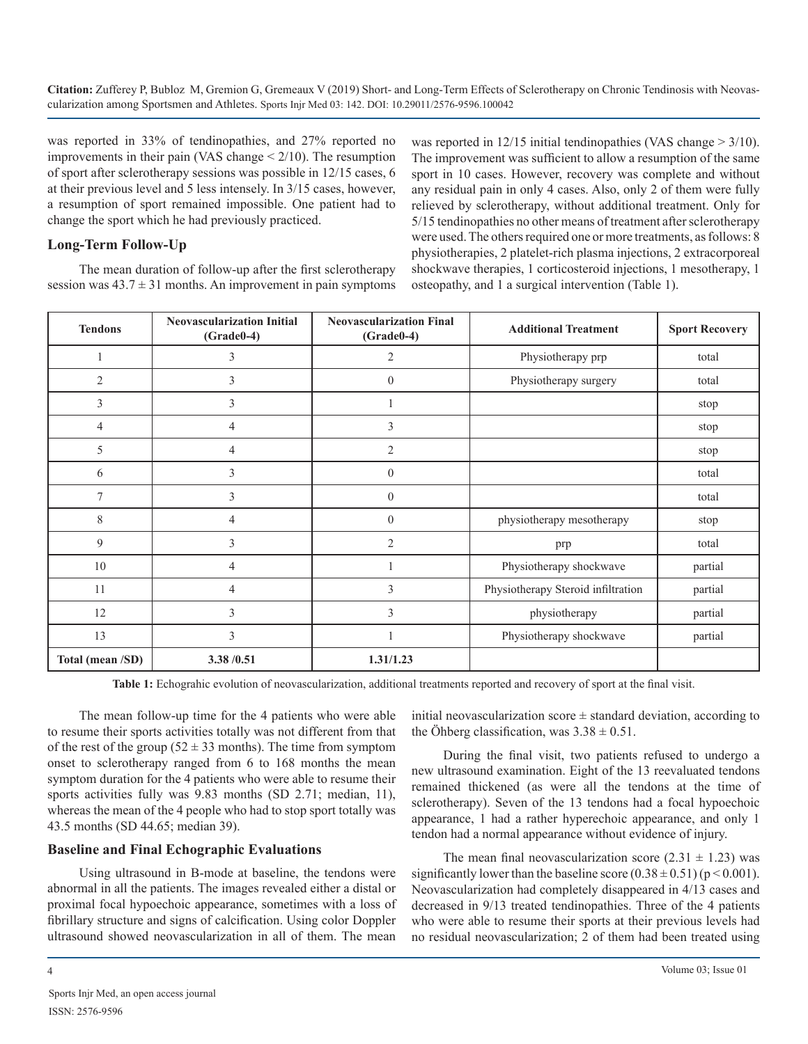was reported in 33% of tendinopathies, and 27% reported no improvements in their pain (VAS change < 2/10). The resumption of sport after sclerotherapy sessions was possible in 12/15 cases, 6 at their previous level and 5 less intensely. In 3/15 cases, however, a resumption of sport remained impossible. One patient had to change the sport which he had previously practiced.

## Long-Term Follow-Up

The mean duration of follow-up after the first sclerotherapy session was 43.7 ± 31 months. An improvement in pain symptoms was reported in 12/15 initial tendinopathies (VAS change > 3/10). The improvement was sufficient to allow a resumption of the same sport in 10 cases. However, recovery was complete and without any residual pain in only 4 cases. Also, only 2 of them were fully relieved by sclerotherapy, without additional treatment. Only for 5/15 tendinopathies no other means of treatment after sclerotherapy were used. The others required one or more treatments, as follows: 8 physiotherapies, 2 platelet-rich plasma injections, 2 extracorporeal shockwave therapies, 1 corticosteroid injections, 1 mesotherapy, 1 osteopathy, and 1 a surgical intervention (Table 1).

| Tendons | Neovascularization Initial (Grade0-4) | Neovascularization Final (Grade0-4) | Additional Treatment | Sport Recovery |
|---|---|---|---|---|
| 1 | 3 | 2 | Physiotherapy prp | total |
| 2 | 3 | 0 | Physiotherapy surgery | total |
| 3 | 3 | 1 | | stop |
| 4 | 4 | 3 | | stop |
| 5 | 4 | 2 | | stop |
| 6 | 3 | 0 | | total |
| 7 | 3 | 0 | | total |
| 8 | 4 | 0 | physiotherapy mesotherapy | stop |
| 9 | 3 | 2 | prp | total |
| 10 | 4 | 1 | Physiotherapy shockwave | partial |
| 11 | 4 | 3 | Physiotherapy Steroid infiltration | partial |
| 12 | 3 | 3 | physiotherapy | partial |
| 13 | 3 | 1 | Physiotherapy shockwave | partial |
| **Total (mean /SD)** | **3.38 /0.51** | **1.31/1.23** | | |

**Table 1:** Echograhic evolution of neovascularization, additional treatments reported and recovery of sport at the final visit.

The mean follow-up time for the 4 patients who were able to resume their sports activities totally was not different from that of the rest of the group (52 ± 33 months). The time from symptom onset to sclerotherapy ranged from 6 to 168 months the mean symptom duration for the 4 patients who were able to resume their sports activities fully was 9.83 months (SD 2.71; median, 11), whereas the mean of the 4 people who had to stop sport totally was 43.5 months (SD 44.65; median 39).

## Baseline and Final Echographic Evaluations

Using ultrasound in B-mode at baseline, the tendons were abnormal in all the patients. The images revealed either a distal or proximal focal hypoechoic appearance, sometimes with a loss of fibrillary structure and signs of calcification. Using color Doppler ultrasound showed neovascularization in all of them. The mean initial neovascularization score ± standard deviation, according to the Öhberg classification, was 3.38 ± 0.51.

During the final visit, two patients refused to undergo a new ultrasound examination. Eight of the 13 reevaluated tendons remained thickened (as were all the tendons at the time of sclerotherapy). Seven of the 13 tendons had a focal hypoechoic appearance, 1 had a rather hyperechoic appearance, and only 1 tendon had a normal appearance without evidence of injury.

The mean final neovascularization score (2.31 ± 1.23) was significantly lower than the baseline score (0.38 ± 0.51) ($p < 0.001$). Neovascularization had completely disappeared in 4/13 cases and decreased in 9/13 treated tendinopathies. Three of the 4 patients who were able to resume their sports at their previous levels had no residual neovascularization; 2 of them had been treated using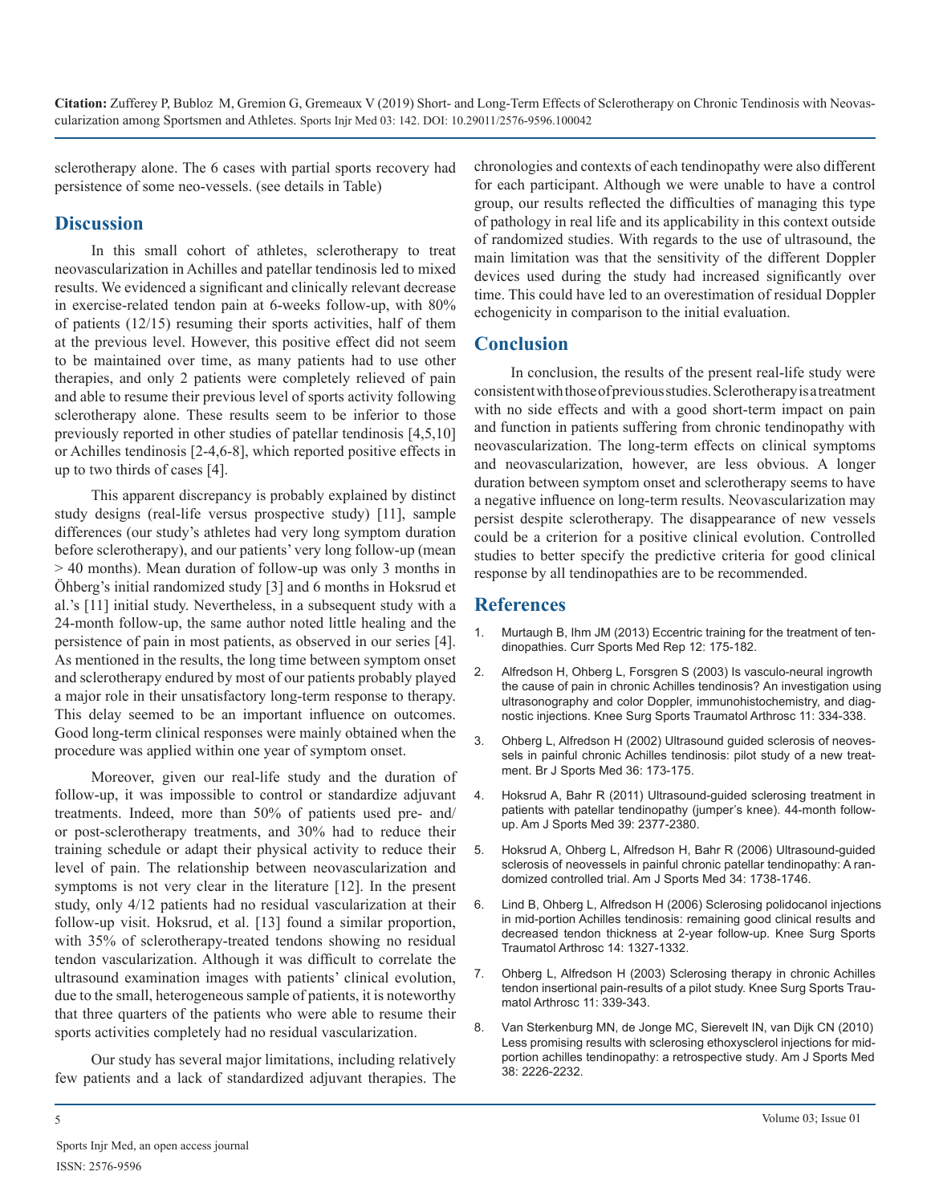sclerotherapy alone. The 6 cases with partial sports recovery had persistence of some neo-vessels. (see details in Table)

## Discussion

In this small cohort of athletes, sclerotherapy to treat neovascularization in Achilles and patellar tendinosis led to mixed results. We evidenced a significant and clinically relevant decrease in exercise-related tendon pain at 6-weeks follow-up, with 80% of patients (12/15) resuming their sports activities, half of them at the previous level. However, this positive effect did not seem to be maintained over time, as many patients had to use other therapies, and only 2 patients were completely relieved of pain and able to resume their previous level of sports activity following sclerotherapy alone. These results seem to be inferior to those previously reported in other studies of patellar tendinosis [4,5,10] or Achilles tendinosis [2-4,6-8], which reported positive effects in up to two thirds of cases [4].

This apparent discrepancy is probably explained by distinct study designs (real-life versus prospective study) [11], sample differences (our study's athletes had very long symptom duration before sclerotherapy), and our patients' very long follow-up (mean > 40 months). Mean duration of follow-up was only 3 months in Öhberg's initial randomized study [3] and 6 months in Hoksrud et al.'s [11] initial study. Nevertheless, in a subsequent study with a 24-month follow-up, the same author noted little healing and the persistence of pain in most patients, as observed in our series [4]. As mentioned in the results, the long time between symptom onset and sclerotherapy endured by most of our patients probably played a major role in their unsatisfactory long-term response to therapy. This delay seemed to be an important influence on outcomes. Good long-term clinical responses were mainly obtained when the procedure was applied within one year of symptom onset.

Moreover, given our real-life study and the duration of follow-up, it was impossible to control or standardize adjuvant treatments. Indeed, more than 50% of patients used pre- and/or post-sclerotherapy treatments, and 30% had to reduce their training schedule or adapt their physical activity to reduce their level of pain. The relationship between neovascularization and symptoms is not very clear in the literature [12]. In the present study, only 4/12 patients had no residual vascularization at their follow-up visit. Hoksrud, et al. [13] found a similar proportion, with 35% of sclerotherapy-treated tendons showing no residual tendon vascularization. Although it was difficult to correlate the ultrasound examination images with patients' clinical evolution, due to the small, heterogeneous sample of patients, it is noteworthy that three quarters of the patients who were able to resume their sports activities completely had no residual vascularization.

Our study has several major limitations, including relatively few patients and a lack of standardized adjuvant therapies. The chronologies and contexts of each tendinopathy were also different for each participant. Although we were unable to have a control group, our results reflected the difficulties of managing this type of pathology in real life and its applicability in this context outside of randomized studies. With regards to the use of ultrasound, the main limitation was that the sensitivity of the different Doppler devices used during the study had increased significantly over time. This could have led to an overestimation of residual Doppler echogenicity in comparison to the initial evaluation.

## Conclusion

In conclusion, the results of the present real-life study were consistent with those of previous studies. Sclerotherapy is a treatment with no side effects and with a good short-term impact on pain and function in patients suffering from chronic tendinopathy with neovascularization. The long-term effects on clinical symptoms and neovascularization, however, are less obvious. A longer duration between symptom onset and sclerotherapy seems to have a negative influence on long-term results. Neovascularization may persist despite sclerotherapy. The disappearance of new vessels could be a criterion for a positive clinical evolution. Controlled studies to better specify the predictive criteria for good clinical response by all tendinopathies are to be recommended.

## References

1. Murtaugh B, Ihm JM (2013) Eccentric training for the treatment of tendinopathies. Curr Sports Med Rep 12: 175-182.
2. Alfredson H, Ohberg L, Forsgren S (2003) Is vasculo-neural ingrowth the cause of pain in chronic Achilles tendinosis? An investigation using ultrasonography and color Doppler, immunohistochemistry, and diagnostic injections. Knee Surg Sports Traumatol Arthrosc 11: 334-338.
3. Ohberg L, Alfredson H (2002) Ultrasound guided sclerosis of neovessels in painful chronic Achilles tendinosis: pilot study of a new treatment. Br J Sports Med 36: 173-175.
4. Hoksrud A, Bahr R (2011) Ultrasound-guided sclerosing treatment in patients with patellar tendinopathy (jumper's knee). 44-month follow-up. Am J Sports Med 39: 2377-2380.
5. Hoksrud A, Ohberg L, Alfredson H, Bahr R (2006) Ultrasound-guided sclerosis of neovessels in painful chronic patellar tendinopathy: A randomized controlled trial. Am J Sports Med 34: 1738-1746.
6. Lind B, Ohberg L, Alfredson H (2006) Sclerosing polidocanol injections in mid-portion Achilles tendinosis: remaining good clinical results and decreased tendon thickness at 2-year follow-up. Knee Surg Sports Traumatol Arthrosc 14: 1327-1332.
7. Ohberg L, Alfredson H (2003) Sclerosing therapy in chronic Achilles tendon insertional pain-results of a pilot study. Knee Surg Sports Traumatol Arthrosc 11: 339-343.
8. Van Sterkenburg MN, de Jonge MC, Sierevelt IN, van Dijk CN (2010) Less promising results with sclerosing ethoxysclerol injections for midportion achilles tendinopathy: a retrospective study. Am J Sports Med 38: 2226-2232.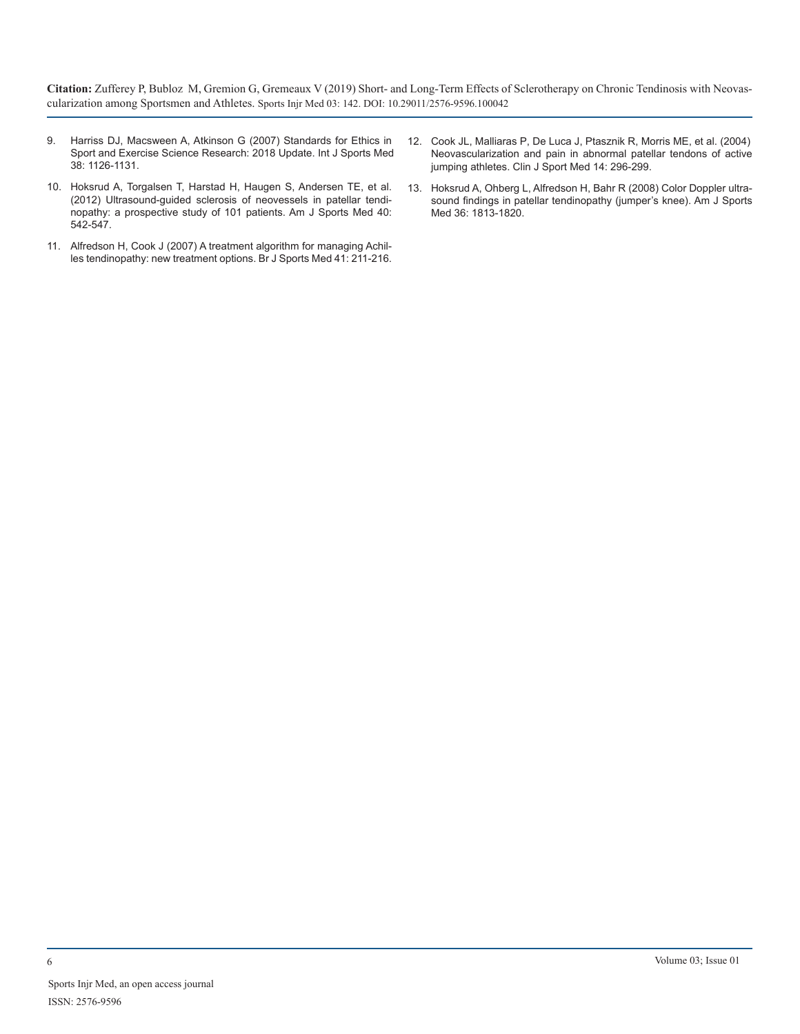9. Harriss DJ, Macsween A, Atkinson G (2007) Standards for Ethics in Sport and Exercise Science Research: 2018 Update. Int J Sports Med 38: 1126-1131.

10. Hoksrud A, Torgalsen T, Harstad H, Haugen S, Andersen TE, et al. (2012) Ultrasound-guided sclerosis of neovessels in patellar tendinopathy: a prospective study of 101 patients. Am J Sports Med 40: 542-547.

11. Alfredson H, Cook J (2007) A treatment algorithm for managing Achilles tendinopathy: new treatment options. Br J Sports Med 41: 211-216.

12. Cook JL, Malliaras P, De Luca J, Ptasznik R, Morris ME, et al. (2004) Neovascularization and pain in abnormal patellar tendons of active jumping athletes. Clin J Sport Med 14: 296-299.

13. Hoksrud A, Ohberg L, Alfredson H, Bahr R (2008) Color Doppler ultrasound findings in patellar tendinopathy (jumper's knee). Am J Sports Med 36: 1813-1820.